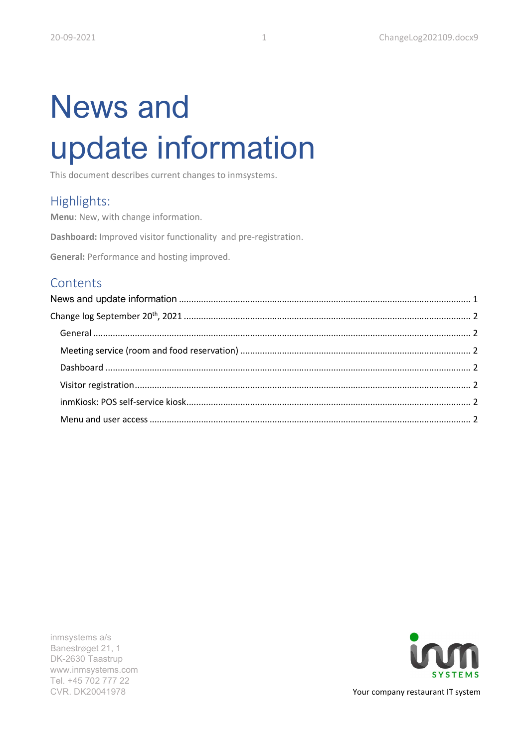# News and update information

This document describes current changes to inmsystems.

## Highlights:

**Menu**: New, with change information.

**Dashboard:** Improved visitor functionality and pre-registration.

**General:** Performance and hosting improved.

## Contents

News and update information ..................................................... 1

Change log September 20th, 2021 ..................................................... 2

- General ..................................................... 2
- Meeting service (room and food reservation) ..................................................... 2
- Dashboard ..................................................... 2
- Visitor registration ..................................................... 2
- inmKiosk: POS self-service kiosk ..................................................... 2
- Menu and user access ..................................................... 2

inmsystems a/s
Banestrøget 21, 1
DK-2630 Taastrup
www.inmsystems.com
Tel. +45 702 777 22
CVR. DK20041978

Your company restaurant IT system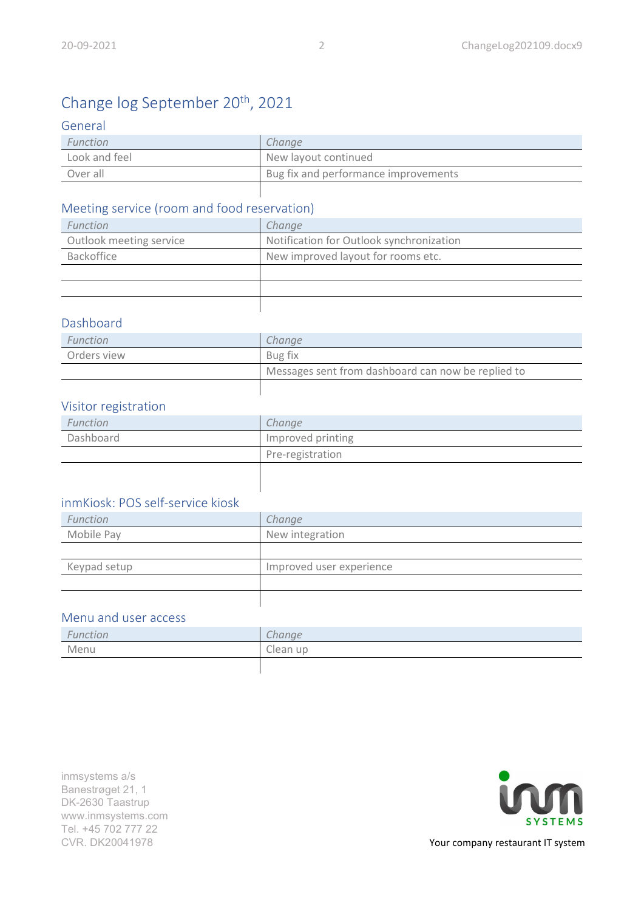# Change log September 20th, 2021

## General

| Function | Change |
|---|---|
| Look and feel | New layout continued |
| Over all | Bug fix and performance improvements |
| | |

## Meeting service (room and food reservation)

| Function | Change |
|---|---|
| Outlook meeting service | Notification for Outlook synchronization |
| Backoffice | New improved layout for rooms etc. |
| | |
| | |
| | |

## Dashboard

| Function | Change |
|---|---|
| Orders view | Bug fix |
| | Messages sent from dashboard can now be replied to |
| | |

## Visitor registration

| Function | Change |
|---|---|
| Dashboard | Improved printing |
| | Pre-registration |
| | |

## inmKiosk: POS self-service kiosk

| Function | Change |
|---|---|
| Mobile Pay | New integration |
| | |
| Keypad setup | Improved user experience |
| | |
| | |

## Menu and user access

| Function | Change |
|---|---|
| Menu | Clean up |
| | |

inmsystems a/s
Banestrøget 21, 1
DK-2630 Taastrup
www.inmsystems.com
Tel. +45 702 777 22
CVR. DK20041978

Your company restaurant IT system